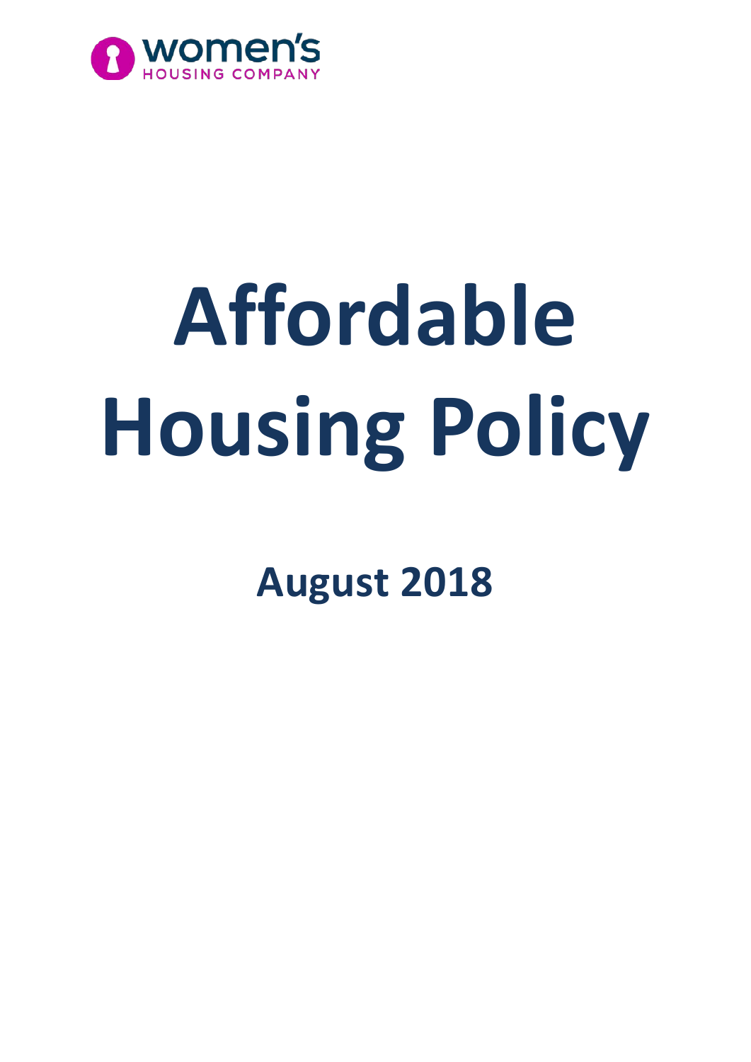women's HOUSING COMPANY

# Affordable Housing Policy

## August 2018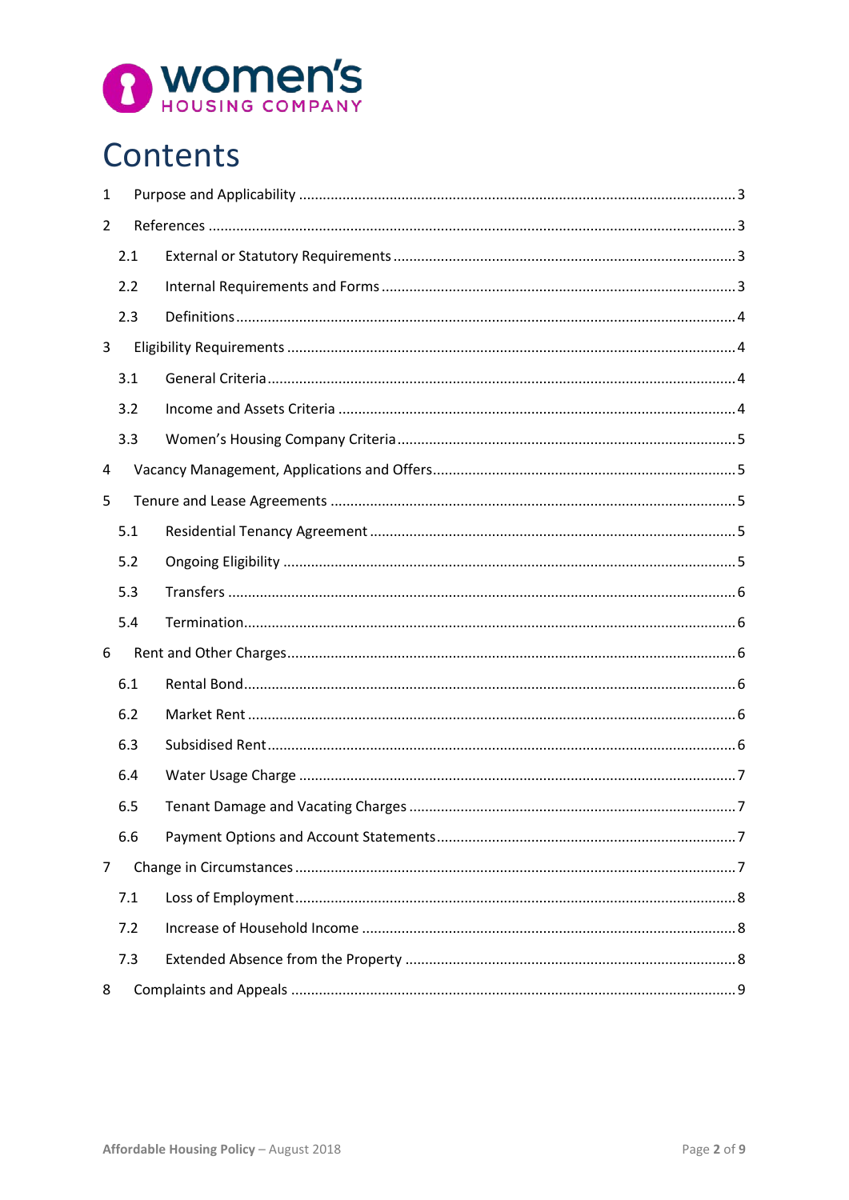**women's** HOUSING COMPANY

# Contents

1 Purpose and Applicability ........ 3

2 References ........ 3

  2.1 External or Statutory Requirements ........ 3

  2.2 Internal Requirements and Forms ........ 3

  2.3 Definitions ........ 4

3 Eligibility Requirements ........ 4

  3.1 General Criteria ........ 4

  3.2 Income and Assets Criteria ........ 4

  3.3 Women's Housing Company Criteria ........ 5

4 Vacancy Management, Applications and Offers ........ 5

5 Tenure and Lease Agreements ........ 5

  5.1 Residential Tenancy Agreement ........ 5

  5.2 Ongoing Eligibility ........ 5

  5.3 Transfers ........ 6

  5.4 Termination ........ 6

6 Rent and Other Charges ........ 6

  6.1 Rental Bond ........ 6

  6.2 Market Rent ........ 6

  6.3 Subsidised Rent ........ 6

  6.4 Water Usage Charge ........ 7

  6.5 Tenant Damage and Vacating Charges ........ 7

  6.6 Payment Options and Account Statements ........ 7

7 Change in Circumstances ........ 7

  7.1 Loss of Employment ........ 8

  7.2 Increase of Household Income ........ 8

  7.3 Extended Absence from the Property ........ 8

8 Complaints and Appeals ........ 9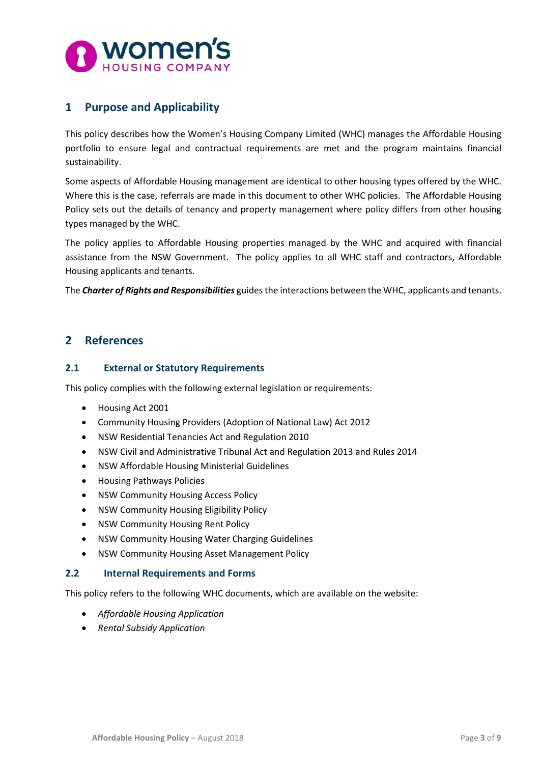## 1 Purpose and Applicability

This policy describes how the Women's Housing Company Limited (WHC) manages the Affordable Housing portfolio to ensure legal and contractual requirements are met and the program maintains financial sustainability.

Some aspects of Affordable Housing management are identical to other housing types offered by the WHC. Where this is the case, referrals are made in this document to other WHC policies. The Affordable Housing Policy sets out the details of tenancy and property management where policy differs from other housing types managed by the WHC.

The policy applies to Affordable Housing properties managed by the WHC and acquired with financial assistance from the NSW Government. The policy applies to all WHC staff and contractors, Affordable Housing applicants and tenants.

The ***Charter of Rights and Responsibilities*** guides the interactions between the WHC, applicants and tenants.

## 2 References

### 2.1 External or Statutory Requirements

This policy complies with the following external legislation or requirements:

- Housing Act 2001
- Community Housing Providers (Adoption of National Law) Act 2012
- NSW Residential Tenancies Act and Regulation 2010
- NSW Civil and Administrative Tribunal Act and Regulation 2013 and Rules 2014
- NSW Affordable Housing Ministerial Guidelines
- Housing Pathways Policies
- NSW Community Housing Access Policy
- NSW Community Housing Eligibility Policy
- NSW Community Housing Rent Policy
- NSW Community Housing Water Charging Guidelines
- NSW Community Housing Asset Management Policy

### 2.2 Internal Requirements and Forms

This policy refers to the following WHC documents, which are available on the website:

- *Affordable Housing Application*
- *Rental Subsidy Application*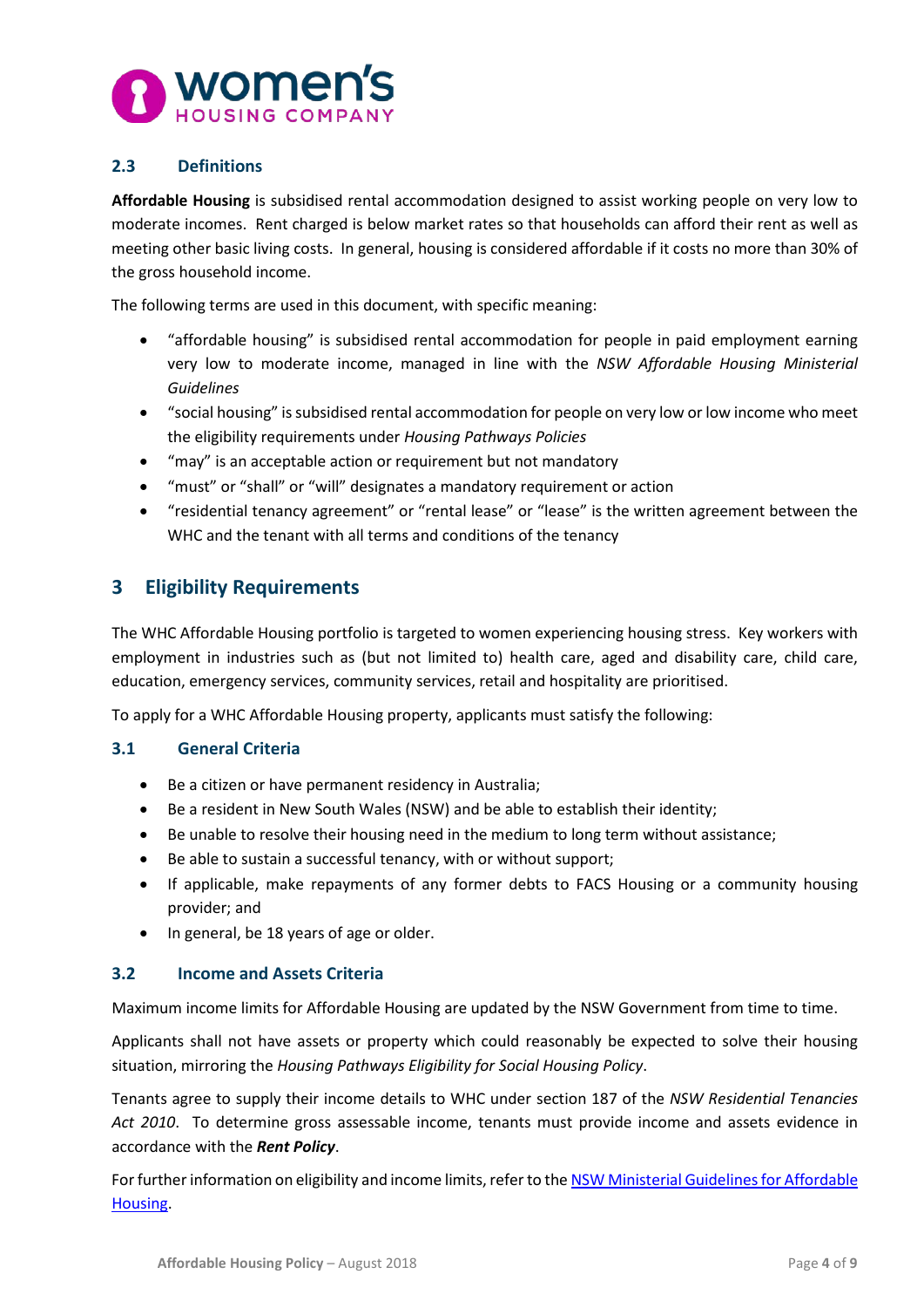### 2.3 Definitions

**Affordable Housing** is subsidised rental accommodation designed to assist working people on very low to moderate incomes. Rent charged is below market rates so that households can afford their rent as well as meeting other basic living costs. In general, housing is considered affordable if it costs no more than 30% of the gross household income.

The following terms are used in this document, with specific meaning:

- "affordable housing" is subsidised rental accommodation for people in paid employment earning very low to moderate income, managed in line with the *NSW Affordable Housing Ministerial Guidelines*
- "social housing" is subsidised rental accommodation for people on very low or low income who meet the eligibility requirements under *Housing Pathways Policies*
- "may" is an acceptable action or requirement but not mandatory
- "must" or "shall" or "will" designates a mandatory requirement or action
- "residential tenancy agreement" or "rental lease" or "lease" is the written agreement between the WHC and the tenant with all terms and conditions of the tenancy

## 3 Eligibility Requirements

The WHC Affordable Housing portfolio is targeted to women experiencing housing stress. Key workers with employment in industries such as (but not limited to) health care, aged and disability care, child care, education, emergency services, community services, retail and hospitality are prioritised.

To apply for a WHC Affordable Housing property, applicants must satisfy the following:

### 3.1 General Criteria

- Be a citizen or have permanent residency in Australia;
- Be a resident in New South Wales (NSW) and be able to establish their identity;
- Be unable to resolve their housing need in the medium to long term without assistance;
- Be able to sustain a successful tenancy, with or without support;
- If applicable, make repayments of any former debts to FACS Housing or a community housing provider; and
- In general, be 18 years of age or older.

### 3.2 Income and Assets Criteria

Maximum income limits for Affordable Housing are updated by the NSW Government from time to time.

Applicants shall not have assets or property which could reasonably be expected to solve their housing situation, mirroring the *Housing Pathways Eligibility for Social Housing Policy*.

Tenants agree to supply their income details to WHC under section 187 of the *NSW Residential Tenancies Act 2010*. To determine gross assessable income, tenants must provide income and assets evidence in accordance with the ***Rent Policy***.

For further information on eligibility and income limits, refer to the [NSW Ministerial Guidelines for Affordable Housing](NSW Ministerial Guidelines for Affordable Housing).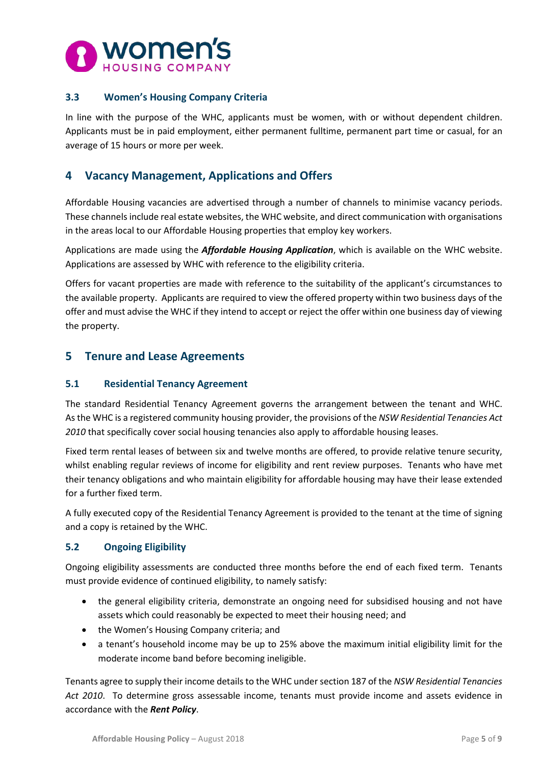### 3.3 Women's Housing Company Criteria

In line with the purpose of the WHC, applicants must be women, with or without dependent children. Applicants must be in paid employment, either permanent fulltime, permanent part time or casual, for an average of 15 hours or more per week.

## 4 Vacancy Management, Applications and Offers

Affordable Housing vacancies are advertised through a number of channels to minimise vacancy periods. These channels include real estate websites, the WHC website, and direct communication with organisations in the areas local to our Affordable Housing properties that employ key workers.

Applications are made using the ***Affordable Housing Application***, which is available on the WHC website. Applications are assessed by WHC with reference to the eligibility criteria.

Offers for vacant properties are made with reference to the suitability of the applicant's circumstances to the available property. Applicants are required to view the offered property within two business days of the offer and must advise the WHC if they intend to accept or reject the offer within one business day of viewing the property.

## 5 Tenure and Lease Agreements

### 5.1 Residential Tenancy Agreement

The standard Residential Tenancy Agreement governs the arrangement between the tenant and WHC. As the WHC is a registered community housing provider, the provisions of the *NSW Residential Tenancies Act 2010* that specifically cover social housing tenancies also apply to affordable housing leases.

Fixed term rental leases of between six and twelve months are offered, to provide relative tenure security, whilst enabling regular reviews of income for eligibility and rent review purposes. Tenants who have met their tenancy obligations and who maintain eligibility for affordable housing may have their lease extended for a further fixed term.

A fully executed copy of the Residential Tenancy Agreement is provided to the tenant at the time of signing and a copy is retained by the WHC.

### 5.2 Ongoing Eligibility

Ongoing eligibility assessments are conducted three months before the end of each fixed term. Tenants must provide evidence of continued eligibility, to namely satisfy:

- the general eligibility criteria, demonstrate an ongoing need for subsidised housing and not have assets which could reasonably be expected to meet their housing need; and
- the Women's Housing Company criteria; and
- a tenant's household income may be up to 25% above the maximum initial eligibility limit for the moderate income band before becoming ineligible.

Tenants agree to supply their income details to the WHC under section 187 of the *NSW Residential Tenancies Act 2010*. To determine gross assessable income, tenants must provide income and assets evidence in accordance with the ***Rent Policy***.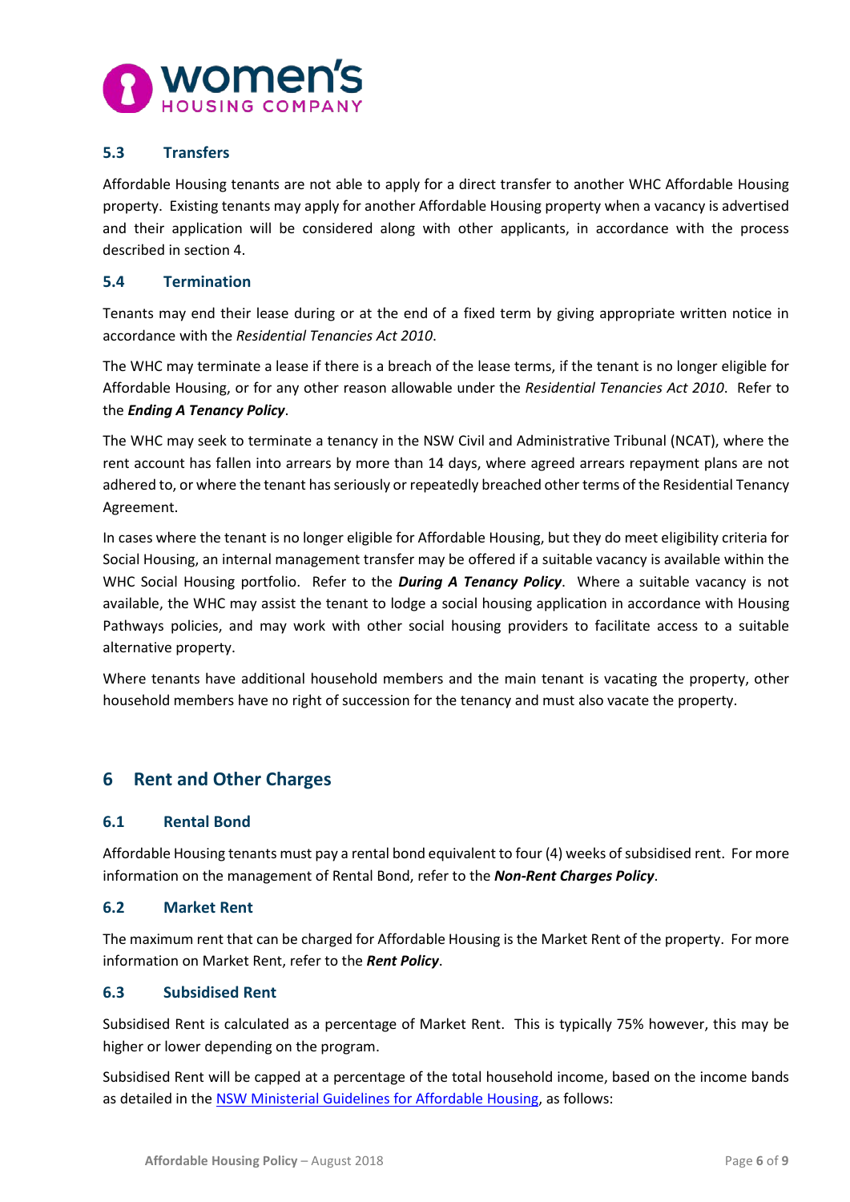### 5.3 Transfers

Affordable Housing tenants are not able to apply for a direct transfer to another WHC Affordable Housing property. Existing tenants may apply for another Affordable Housing property when a vacancy is advertised and their application will be considered along with other applicants, in accordance with the process described in section 4.

### 5.4 Termination

Tenants may end their lease during or at the end of a fixed term by giving appropriate written notice in accordance with the *Residential Tenancies Act 2010*.

The WHC may terminate a lease if there is a breach of the lease terms, if the tenant is no longer eligible for Affordable Housing, or for any other reason allowable under the *Residential Tenancies Act 2010*. Refer to the ***Ending A Tenancy Policy***.

The WHC may seek to terminate a tenancy in the NSW Civil and Administrative Tribunal (NCAT), where the rent account has fallen into arrears by more than 14 days, where agreed arrears repayment plans are not adhered to, or where the tenant has seriously or repeatedly breached other terms of the Residential Tenancy Agreement.

In cases where the tenant is no longer eligible for Affordable Housing, but they do meet eligibility criteria for Social Housing, an internal management transfer may be offered if a suitable vacancy is available within the WHC Social Housing portfolio. Refer to the ***During A Tenancy Policy***. Where a suitable vacancy is not available, the WHC may assist the tenant to lodge a social housing application in accordance with Housing Pathways policies, and may work with other social housing providers to facilitate access to a suitable alternative property.

Where tenants have additional household members and the main tenant is vacating the property, other household members have no right of succession for the tenancy and must also vacate the property.

## 6 Rent and Other Charges

### 6.1 Rental Bond

Affordable Housing tenants must pay a rental bond equivalent to four (4) weeks of subsidised rent. For more information on the management of Rental Bond, refer to the ***Non-Rent Charges Policy***.

### 6.2 Market Rent

The maximum rent that can be charged for Affordable Housing is the Market Rent of the property. For more information on Market Rent, refer to the ***Rent Policy***.

### 6.3 Subsidised Rent

Subsidised Rent is calculated as a percentage of Market Rent. This is typically 75% however, this may be higher or lower depending on the program.

Subsidised Rent will be capped at a percentage of the total household income, based on the income bands as detailed in the NSW Ministerial Guidelines for Affordable Housing, as follows: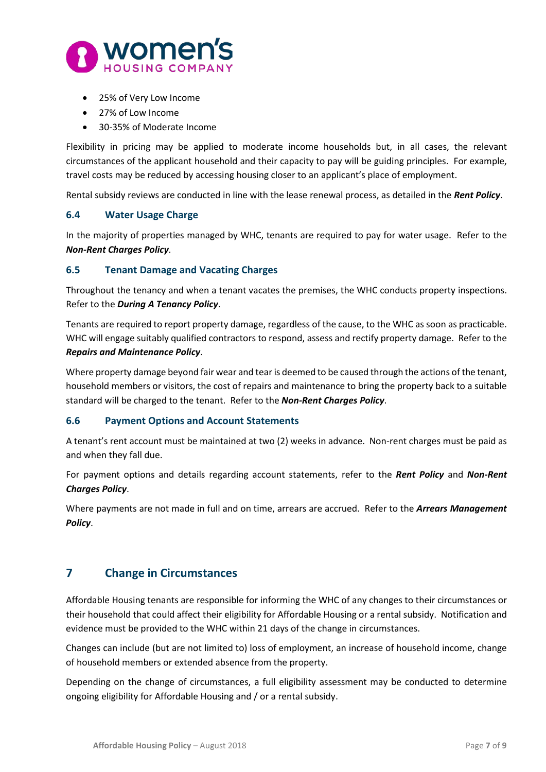- 25% of Very Low Income
- 27% of Low Income
- 30-35% of Moderate Income

Flexibility in pricing may be applied to moderate income households but, in all cases, the relevant circumstances of the applicant household and their capacity to pay will be guiding principles. For example, travel costs may be reduced by accessing housing closer to an applicant's place of employment.

Rental subsidy reviews are conducted in line with the lease renewal process, as detailed in the ***Rent Policy***.

### 6.4 Water Usage Charge

In the majority of properties managed by WHC, tenants are required to pay for water usage. Refer to the ***Non-Rent Charges Policy***.

### 6.5 Tenant Damage and Vacating Charges

Throughout the tenancy and when a tenant vacates the premises, the WHC conducts property inspections. Refer to the ***During A Tenancy Policy***.

Tenants are required to report property damage, regardless of the cause, to the WHC as soon as practicable. WHC will engage suitably qualified contractors to respond, assess and rectify property damage. Refer to the ***Repairs and Maintenance Policy***.

Where property damage beyond fair wear and tear is deemed to be caused through the actions of the tenant, household members or visitors, the cost of repairs and maintenance to bring the property back to a suitable standard will be charged to the tenant. Refer to the ***Non-Rent Charges Policy***.

### 6.6 Payment Options and Account Statements

A tenant's rent account must be maintained at two (2) weeks in advance. Non-rent charges must be paid as and when they fall due.

For payment options and details regarding account statements, refer to the ***Rent Policy*** and ***Non-Rent Charges Policy***.

Where payments are not made in full and on time, arrears are accrued. Refer to the ***Arrears Management Policy***.

## 7 Change in Circumstances

Affordable Housing tenants are responsible for informing the WHC of any changes to their circumstances or their household that could affect their eligibility for Affordable Housing or a rental subsidy. Notification and evidence must be provided to the WHC within 21 days of the change in circumstances.

Changes can include (but are not limited to) loss of employment, an increase of household income, change of household members or extended absence from the property.

Depending on the change of circumstances, a full eligibility assessment may be conducted to determine ongoing eligibility for Affordable Housing and / or a rental subsidy.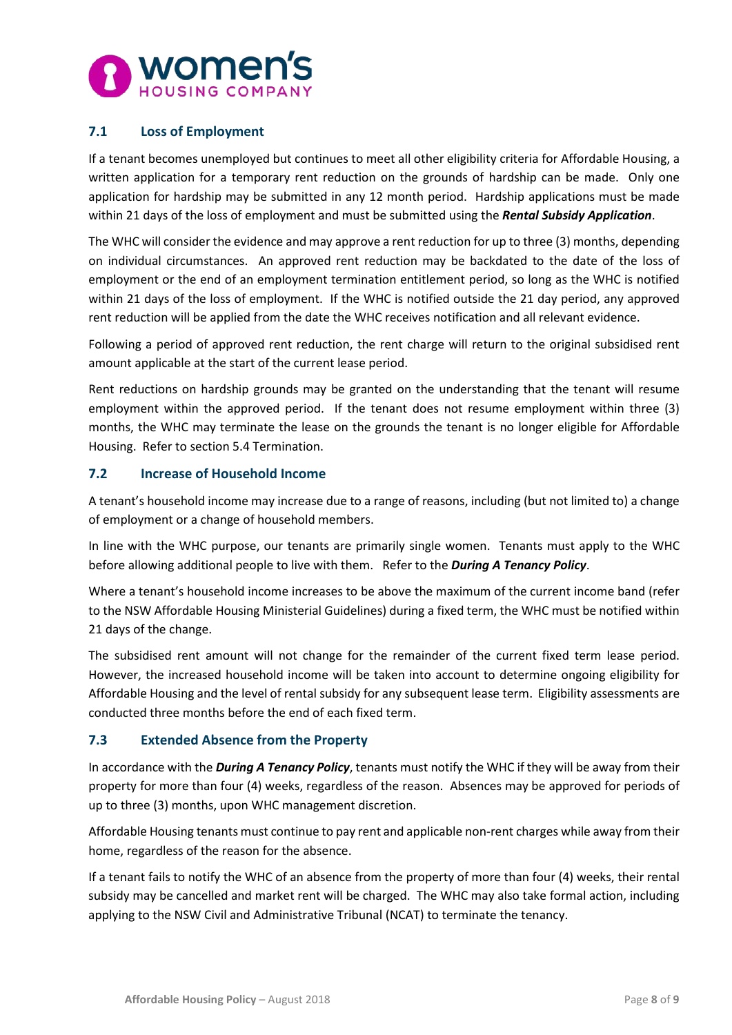### 7.1 Loss of Employment

If a tenant becomes unemployed but continues to meet all other eligibility criteria for Affordable Housing, a written application for a temporary rent reduction on the grounds of hardship can be made. Only one application for hardship may be submitted in any 12 month period. Hardship applications must be made within 21 days of the loss of employment and must be submitted using the ***Rental Subsidy Application***.

The WHC will consider the evidence and may approve a rent reduction for up to three (3) months, depending on individual circumstances. An approved rent reduction may be backdated to the date of the loss of employment or the end of an employment termination entitlement period, so long as the WHC is notified within 21 days of the loss of employment. If the WHC is notified outside the 21 day period, any approved rent reduction will be applied from the date the WHC receives notification and all relevant evidence.

Following a period of approved rent reduction, the rent charge will return to the original subsidised rent amount applicable at the start of the current lease period.

Rent reductions on hardship grounds may be granted on the understanding that the tenant will resume employment within the approved period. If the tenant does not resume employment within three (3) months, the WHC may terminate the lease on the grounds the tenant is no longer eligible for Affordable Housing. Refer to section 5.4 Termination.

### 7.2 Increase of Household Income

A tenant's household income may increase due to a range of reasons, including (but not limited to) a change of employment or a change of household members.

In line with the WHC purpose, our tenants are primarily single women. Tenants must apply to the WHC before allowing additional people to live with them. Refer to the ***During A Tenancy Policy***.

Where a tenant's household income increases to be above the maximum of the current income band (refer to the NSW Affordable Housing Ministerial Guidelines) during a fixed term, the WHC must be notified within 21 days of the change.

The subsidised rent amount will not change for the remainder of the current fixed term lease period. However, the increased household income will be taken into account to determine ongoing eligibility for Affordable Housing and the level of rental subsidy for any subsequent lease term. Eligibility assessments are conducted three months before the end of each fixed term.

### 7.3 Extended Absence from the Property

In accordance with the ***During A Tenancy Policy***, tenants must notify the WHC if they will be away from their property for more than four (4) weeks, regardless of the reason. Absences may be approved for periods of up to three (3) months, upon WHC management discretion.

Affordable Housing tenants must continue to pay rent and applicable non-rent charges while away from their home, regardless of the reason for the absence.

If a tenant fails to notify the WHC of an absence from the property of more than four (4) weeks, their rental subsidy may be cancelled and market rent will be charged. The WHC may also take formal action, including applying to the NSW Civil and Administrative Tribunal (NCAT) to terminate the tenancy.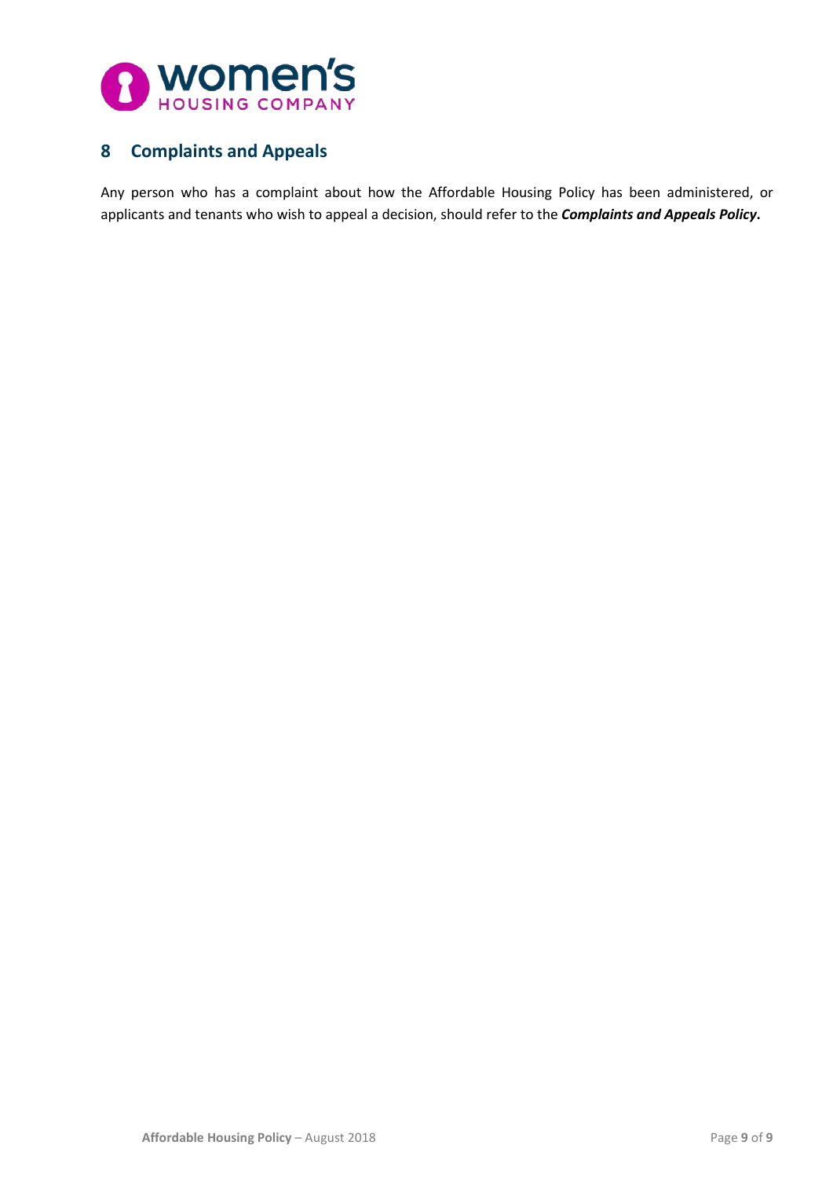## 8 Complaints and Appeals

Any person who has a complaint about how the Affordable Housing Policy has been administered, or applicants and tenants who wish to appeal a decision, should refer to the ***Complaints and Appeals Policy*.**